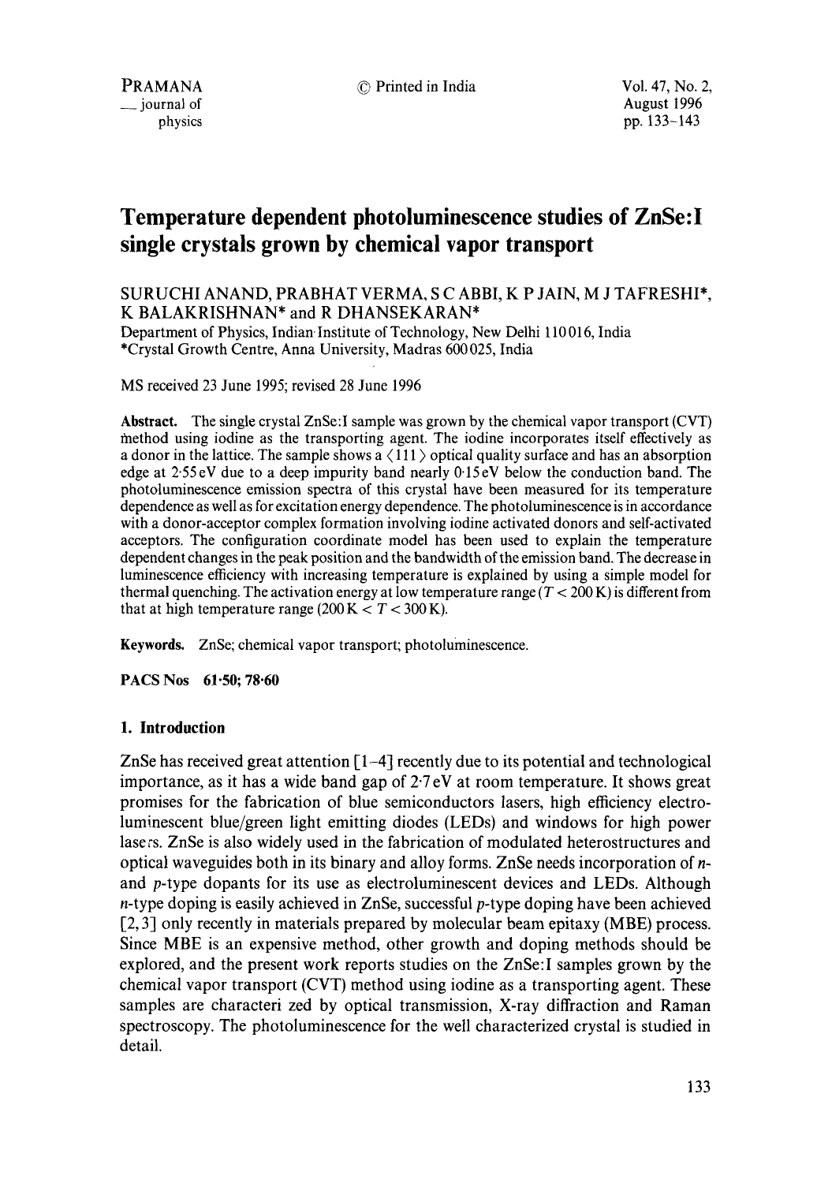# Temperature dependent photoluminescence studies of ZnSe:I single crystals grown by chemical vapor transport

SURUCHI ANAND, PRABHAT VERMA, S C ABBI, K P JAIN, M J TAFRESHI*, K BALAKRISHNAN* and R DHANSEKARAN*

Department of Physics, Indian Institute of Technology, New Delhi 110016, India

*Crystal Growth Centre, Anna University, Madras 600025, India

MS received 23 June 1995; revised 28 June 1996

**Abstract.** The single crystal ZnSe:I sample was grown by the chemical vapor transport (CVT) method using iodine as the transporting agent. The iodine incorporates itself effectively as a donor in the lattice. The sample shows a $\langle 111 \rangle$ optical quality surface and has an absorption edge at 2·55 eV due to a deep impurity band nearly 0·15 eV below the conduction band. The photoluminescence emission spectra of this crystal have been measured for its temperature dependence as well as for excitation energy dependence. The photoluminescence is in accordance with a donor-acceptor complex formation involving iodine activated donors and self-activated acceptors. The configuration coordinate model has been used to explain the temperature dependent changes in the peak position and the bandwidth of the emission band. The decrease in luminescence efficiency with increasing temperature is explained by using a simple model for thermal quenching. The activation energy at low temperature range ($T < 200$ K) is different from that at high temperature range (200 K $< T <$ 300 K).

**Keywords.** ZnSe; chemical vapor transport; photoluminescence.

**PACS Nos** 61·50; 78·60

## 1. Introduction

ZnSe has received great attention [1–4] recently due to its potential and technological importance, as it has a wide band gap of 2·7 eV at room temperature. It shows great promises for the fabrication of blue semiconductors lasers, high efficiency electroluminescent blue/green light emitting diodes (LEDs) and windows for high power lasers. ZnSe is also widely used in the fabrication of modulated heterostructures and optical waveguides both in its binary and alloy forms. ZnSe needs incorporation of $n$- and $p$-type dopants for its use as electroluminescent devices and LEDs. Although $n$-type doping is easily achieved in ZnSe, successful $p$-type doping have been achieved [2, 3] only recently in materials prepared by molecular beam epitaxy (MBE) process. Since MBE is an expensive method, other growth and doping methods should be explored, and the present work reports studies on the ZnSe:I samples grown by the chemical vapor transport (CVT) method using iodine as a transporting agent. These samples are characteri zed by optical transmission, X-ray diffraction and Raman spectroscopy. The photoluminescence for the well characterized crystal is studied in detail.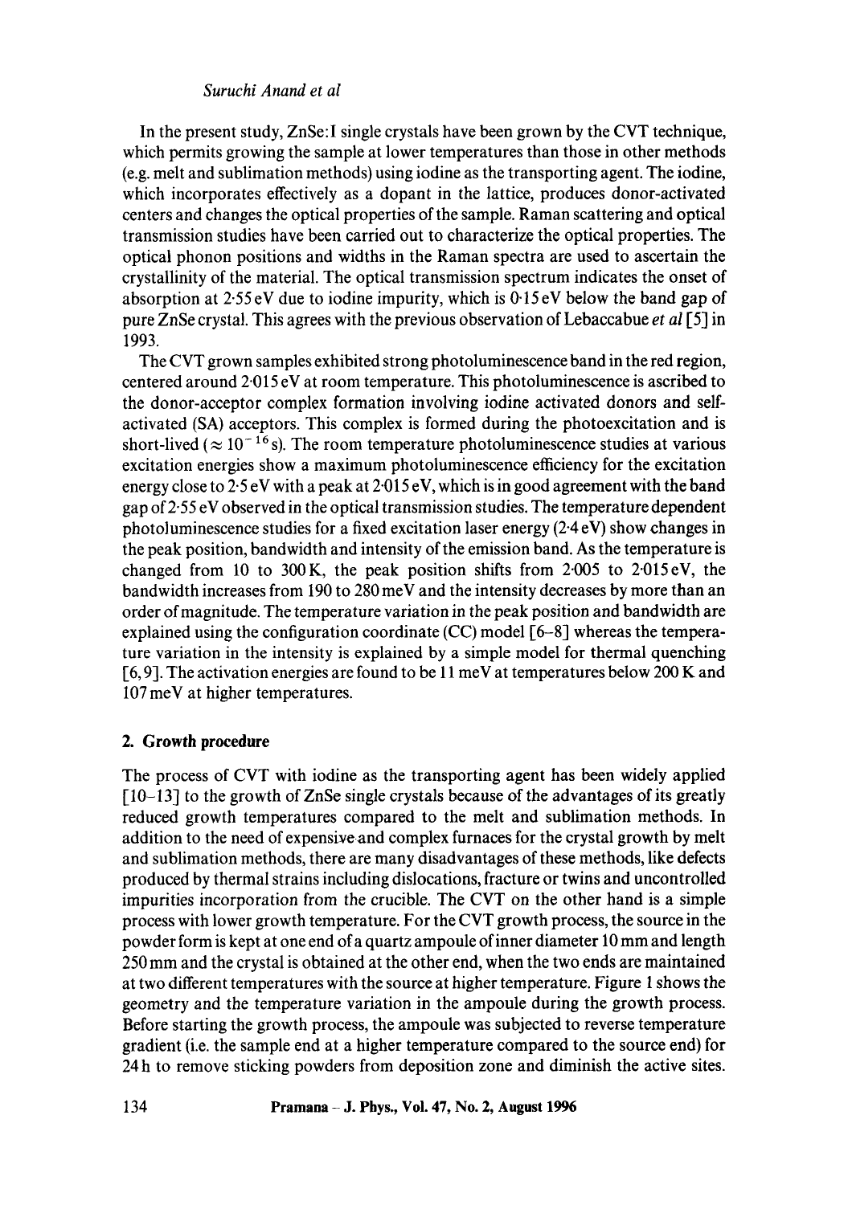In the present study, ZnSe:I single crystals have been grown by the CVT technique, which permits growing the sample at lower temperatures than those in other methods (e.g. melt and sublimation methods) using iodine as the transporting agent. The iodine, which incorporates effectively as a dopant in the lattice, produces donor-activated centers and changes the optical properties of the sample. Raman scattering and optical transmission studies have been carried out to characterize the optical properties. The optical phonon positions and widths in the Raman spectra are used to ascertain the crystallinity of the material. The optical transmission spectrum indicates the onset of absorption at 2·55 eV due to iodine impurity, which is 0·15 eV below the band gap of pure ZnSe crystal. This agrees with the previous observation of Lebaccabue *et al* [5] in 1993.

The CVT grown samples exhibited strong photoluminescence band in the red region, centered around 2·015 eV at room temperature. This photoluminescence is ascribed to the donor-acceptor complex formation involving iodine activated donors and self-activated (SA) acceptors. This complex is formed during the photoexcitation and is short-lived ($\approx 10^{-16}$ s). The room temperature photoluminescence studies at various excitation energies show a maximum photoluminescence efficiency for the excitation energy close to 2·5 eV with a peak at 2·015 eV, which is in good agreement with the band gap of 2·55 eV observed in the optical transmission studies. The temperature dependent photoluminescence studies for a fixed excitation laser energy (2·4 eV) show changes in the peak position, bandwidth and intensity of the emission band. As the temperature is changed from 10 to 300 K, the peak position shifts from 2·005 to 2·015 eV, the bandwidth increases from 190 to 280 meV and the intensity decreases by more than an order of magnitude. The temperature variation in the peak position and bandwidth are explained using the configuration coordinate (CC) model [6–8] whereas the temperature variation in the intensity is explained by a simple model for thermal quenching [6, 9]. The activation energies are found to be 11 meV at temperatures below 200 K and 107 meV at higher temperatures.

## 2. Growth procedure

The process of CVT with iodine as the transporting agent has been widely applied [10–13] to the growth of ZnSe single crystals because of the advantages of its greatly reduced growth temperatures compared to the melt and sublimation methods. In addition to the need of expensive and complex furnaces for the crystal growth by melt and sublimation methods, there are many disadvantages of these methods, like defects produced by thermal strains including dislocations, fracture or twins and uncontrolled impurities incorporation from the crucible. The CVT on the other hand is a simple process with lower growth temperature. For the CVT growth process, the source in the powder form is kept at one end of a quartz ampoule of inner diameter 10 mm and length 250 mm and the crystal is obtained at the other end, when the two ends are maintained at two different temperatures with the source at higher temperature. Figure 1 shows the geometry and the temperature variation in the ampoule during the growth process. Before starting the growth process, the ampoule was subjected to reverse temperature gradient (i.e. the sample end at a higher temperature compared to the source end) for 24 h to remove sticking powders from deposition zone and diminish the active sites.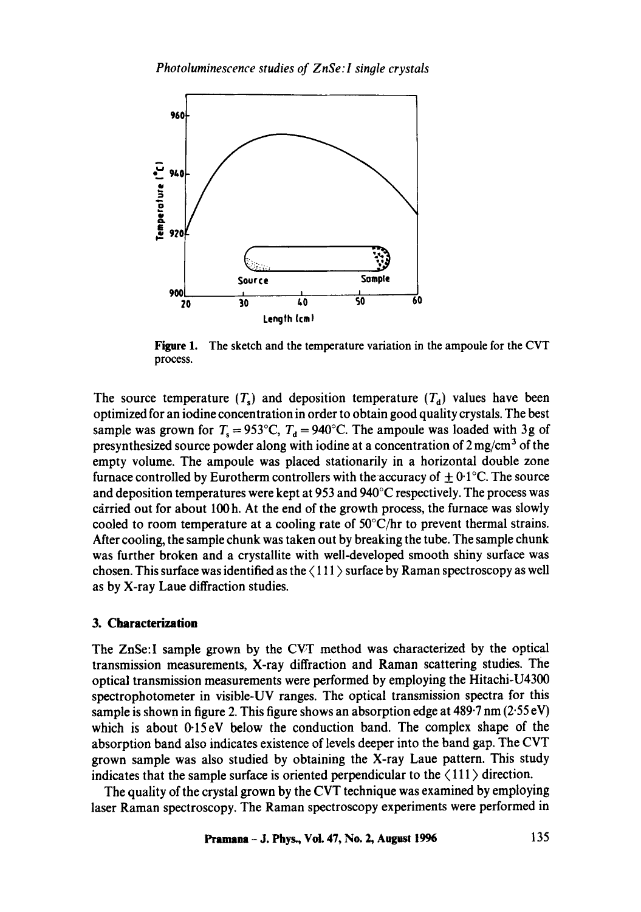**Figure 1.** The sketch and the temperature variation in the ampoule for the CVT process.

The source temperature ($T_s$) and deposition temperature ($T_d$) values have been optimized for an iodine concentration in order to obtain good quality crystals. The best sample was grown for $T_s = 953°C$, $T_d = 940°C$. The ampoule was loaded with 3 g of presynthesized source powder along with iodine at a concentration of $2\,mg/cm^3$ of the empty volume. The ampoule was placed stationarily in a horizontal double zone furnace controlled by Eurotherm controllers with the accuracy of $\pm$ 0·1°C. The source and deposition temperatures were kept at 953 and 940°C respectively. The process was carried out for about 100 h. At the end of the growth process, the furnace was slowly cooled to room temperature at a cooling rate of 50°C/hr to prevent thermal strains. After cooling, the sample chunk was taken out by breaking the tube. The sample chunk was further broken and a crystallite with well-developed smooth shiny surface was chosen. This surface was identified as the ⟨111⟩ surface by Raman spectroscopy as well as by X-ray Laue diffraction studies.

## 3. Characterization

The ZnSe:I sample grown by the CVT method was characterized by the optical transmission measurements, X-ray diffraction and Raman scattering studies. The optical transmission measurements were performed by employing the Hitachi-U4300 spectrophotometer in visible-UV ranges. The optical transmission spectra for this sample is shown in figure 2. This figure shows an absorption edge at 489·7 nm (2·55 eV) which is about 0·15 eV below the conduction band. The complex shape of the absorption band also indicates existence of levels deeper into the band gap. The CVT grown sample was also studied by obtaining the X-ray Laue pattern. This study indicates that the sample surface is oriented perpendicular to the ⟨111⟩ direction.

The quality of the crystal grown by the CVT technique was examined by employing laser Raman spectroscopy. The Raman spectroscopy experiments were performed in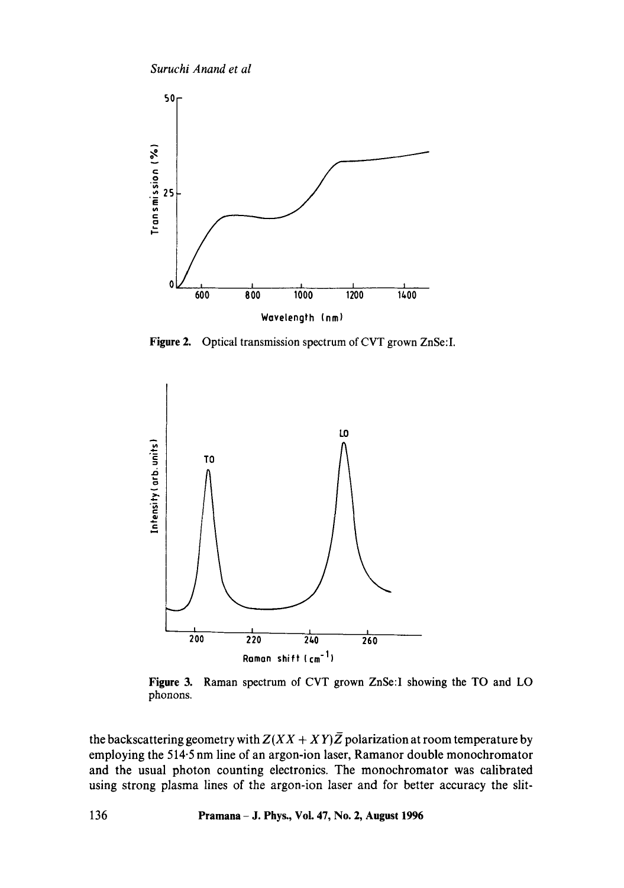Figure 2. Optical transmission spectrum of CVT grown ZnSe:I.

Figure 3. Raman spectrum of CVT grown ZnSe:I showing the TO and LO phonons.

the backscattering geometry with $Z(XX + XY)\bar{Z}$ polarization at room temperature by employing the 514·5 nm line of an argon-ion laser, Ramanor double monochromator and the usual photon counting electronics. The monochromator was calibrated using strong plasma lines of the argon-ion laser and for better accuracy the slit-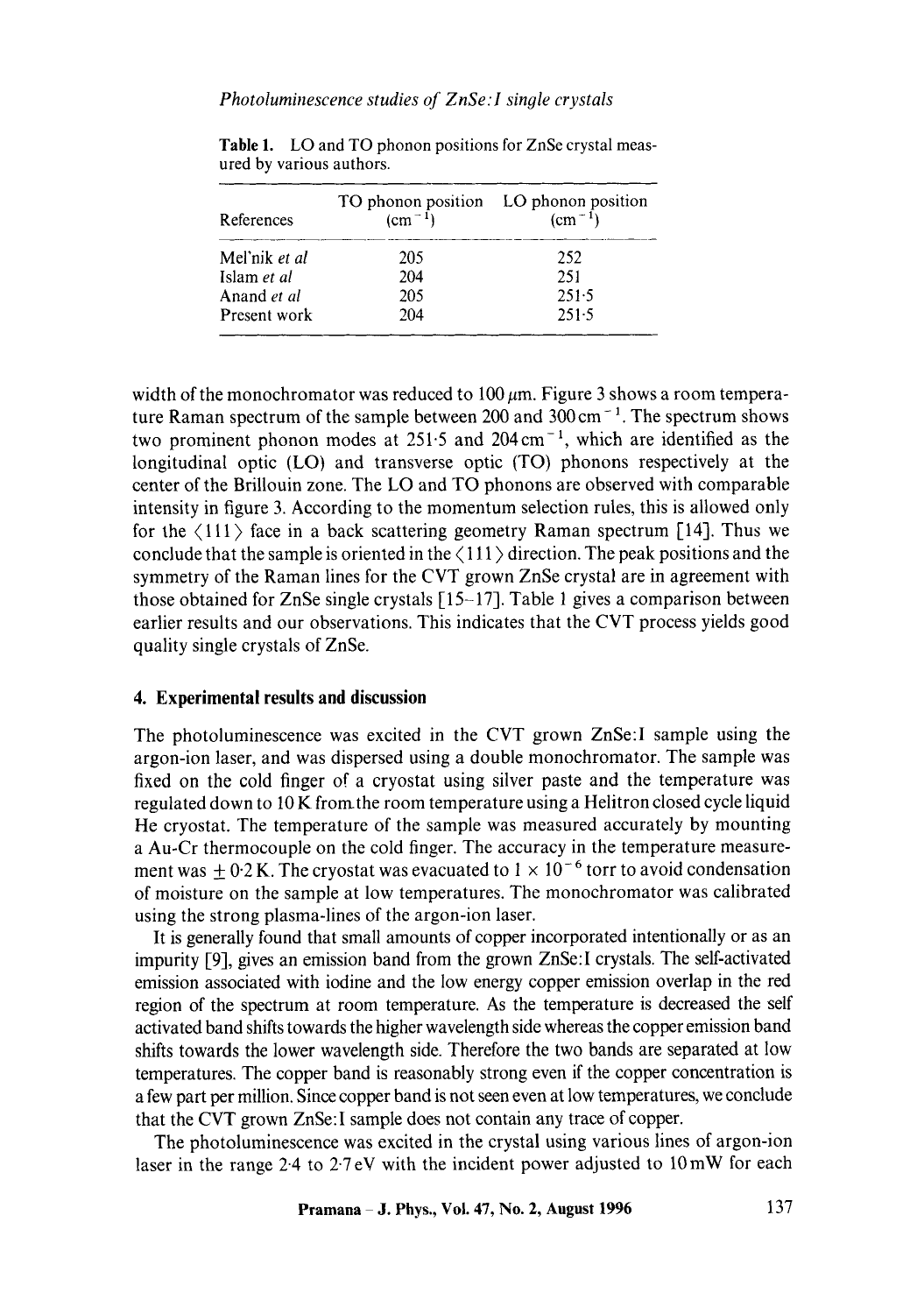**Table 1.** LO and TO phonon positions for ZnSe crystal measured by various authors.

| References | TO phonon position ($cm^{-1}$) | LO phonon position ($cm^{-1}$) |
|---|---|---|
| Mel'nik *et al* | 205 | 252 |
| Islam *et al* | 204 | 251 |
| Anand *et al* | 205 | 251·5 |
| Present work | 204 | 251·5 |

width of the monochromator was reduced to 100 $\mu$m. Figure 3 shows a room temperature Raman spectrum of the sample between 200 and 300 $cm^{-1}$. The spectrum shows two prominent phonon modes at 251·5 and 204 $cm^{-1}$, which are identified as the longitudinal optic (LO) and transverse optic (TO) phonons respectively at the center of the Brillouin zone. The LO and TO phonons are observed with comparable intensity in figure 3. According to the momentum selection rules, this is allowed only for the $\langle 111 \rangle$ face in a back scattering geometry Raman spectrum [14]. Thus we conclude that the sample is oriented in the $\langle 111 \rangle$ direction. The peak positions and the symmetry of the Raman lines for the CVT grown ZnSe crystal are in agreement with those obtained for ZnSe single crystals [15–17]. Table 1 gives a comparison between earlier results and our observations. This indicates that the CVT process yields good quality single crystals of ZnSe.

## 4. Experimental results and discussion

The photoluminescence was excited in the CVT grown ZnSe:I sample using the argon-ion laser, and was dispersed using a double monochromator. The sample was fixed on the cold finger of a cryostat using silver paste and the temperature was regulated down to 10 K from the room temperature using a Helitron closed cycle liquid He cryostat. The temperature of the sample was measured accurately by mounting a Au-Cr thermocouple on the cold finger. The accuracy in the temperature measurement was $\pm 0{\cdot}2$ K. The cryostat was evacuated to $1 \times 10^{-6}$ torr to avoid condensation of moisture on the sample at low temperatures. The monochromator was calibrated using the strong plasma-lines of the argon-ion laser.

It is generally found that small amounts of copper incorporated intentionally or as an impurity [9], gives an emission band from the grown ZnSe:I crystals. The self-activated emission associated with iodine and the low energy copper emission overlap in the red region of the spectrum at room temperature. As the temperature is decreased the self activated band shifts towards the higher wavelength side whereas the copper emission band shifts towards the lower wavelength side. Therefore the two bands are separated at low temperatures. The copper band is reasonably strong even if the copper concentration is a few part per million. Since copper band is not seen even at low temperatures, we conclude that the CVT grown ZnSe:I sample does not contain any trace of copper.

The photoluminescence was excited in the crystal using various lines of argon-ion laser in the range 2·4 to 2·7 eV with the incident power adjusted to 10 mW for each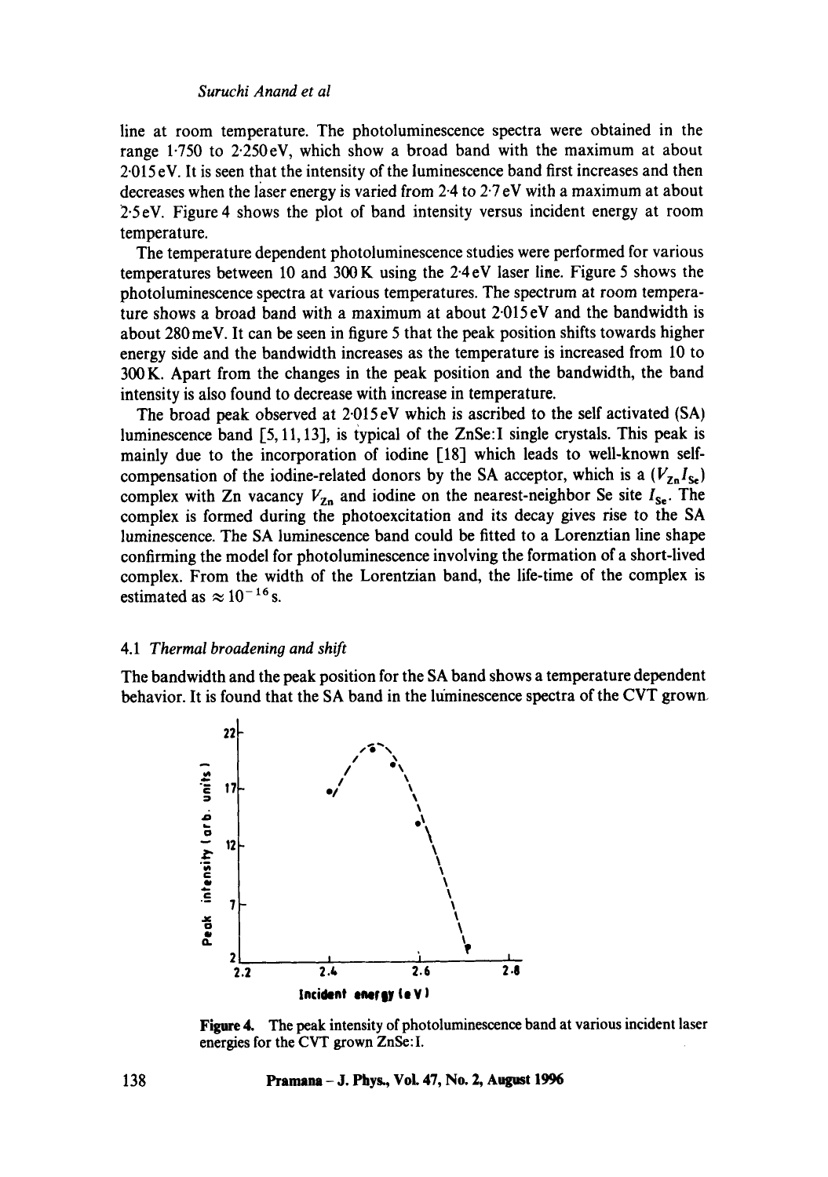line at room temperature. The photoluminescence spectra were obtained in the range 1·750 to 2·250 eV, which show a broad band with the maximum at about 2·015 eV. It is seen that the intensity of the luminescence band first increases and then decreases when the laser energy is varied from 2·4 to 2·7 eV with a maximum at about 2·5 eV. Figure 4 shows the plot of band intensity versus incident energy at room temperature.

The temperature dependent photoluminescence studies were performed for various temperatures between 10 and 300 K using the 2·4 eV laser line. Figure 5 shows the photoluminescence spectra at various temperatures. The spectrum at room temperature shows a broad band with a maximum at 2·015 eV and the bandwidth is about 280 meV. It can be seen in figure 5 that the peak position shifts towards higher energy side and the bandwidth increases as the temperature is increased from 10 to 300 K. Apart from the changes in the peak position and the bandwidth, the band intensity is also found to decrease with increase in temperature.

The broad peak observed at 2·015 eV which is ascribed to the self activated (SA) luminescence band [5, 11, 13], is typical of the ZnSe:I single crystals. This peak is mainly due to the incorporation of iodine [18] which leads to well-known self-compensation of the iodine-related donors by the SA acceptor, which is a $(V_{Zn}I_{Se})$ complex with Zn vacancy $V_{Zn}$ and iodine on the nearest-neighbor Se site $I_{Se}$. The complex is formed during the photoexcitation and its decay gives rise to the SA luminescence. The SA luminescence band could be fitted to a Lorenztian line shape confirming the model for photoluminescence involving the formation of a short-lived complex. From the width of the Lorentzian band, the life-time of the complex is estimated as $\approx 10^{-16}$ s.

### 4.1 *Thermal broadening and shift*

The bandwidth and the peak position for the SA band shows a temperature dependent behavior. It is found that the SA band in the luminescence spectra of the CVT grown

**Figure 4.** The peak intensity of photoluminescence band at various incident laser energies for the CVT grown ZnSe:I.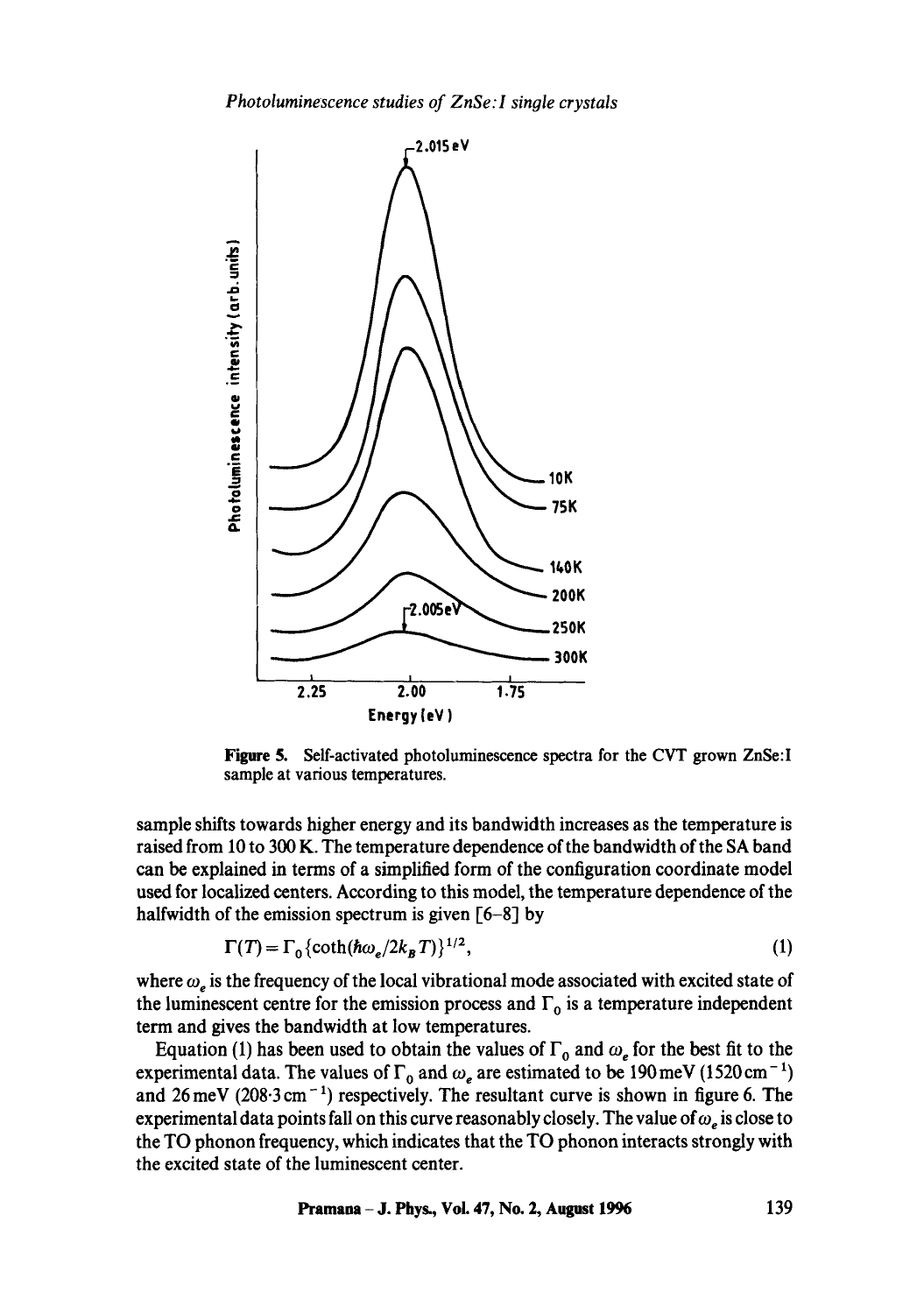**Figure 5.** Self-activated photoluminescence spectra for the CVT grown ZnSe:I sample at various temperatures.

sample shifts towards higher energy and its bandwidth increases as the temperature is raised from 10 to 300 K. The temperature dependence of the bandwidth of the SA band can be explained in terms of a simplified form of the configuration coordinate model used for localized centers. According to this model, the temperature dependence of the halfwidth of the emission spectrum is given [6–8] by

$$\Gamma(T) = \Gamma_0 \{\coth(\hbar\omega_e / 2k_B T)\}^{1/2}, \tag{1}$$

where $\omega_e$ is the frequency of the local vibrational mode associated with excited state of the luminescent centre for the emission process and $\Gamma_0$ is a temperature independent term and gives the bandwidth at low temperatures.

Equation (1) has been used to obtain the values of $\Gamma_0$ and $\omega_e$ for the best fit to the experimental data. The values of $\Gamma_0$ and $\omega_e$ are estimated to be 190 meV (1520 $\text{cm}^{-1}$) and 26 meV (208·3 $\text{cm}^{-1}$) respectively. The resultant curve is shown in figure 6. The experimental data points fall on this curve reasonably closely. The value of $\omega_e$ is close to the TO phonon frequency, which indicates that the TO phonon interacts strongly with the excited state of the luminescent center.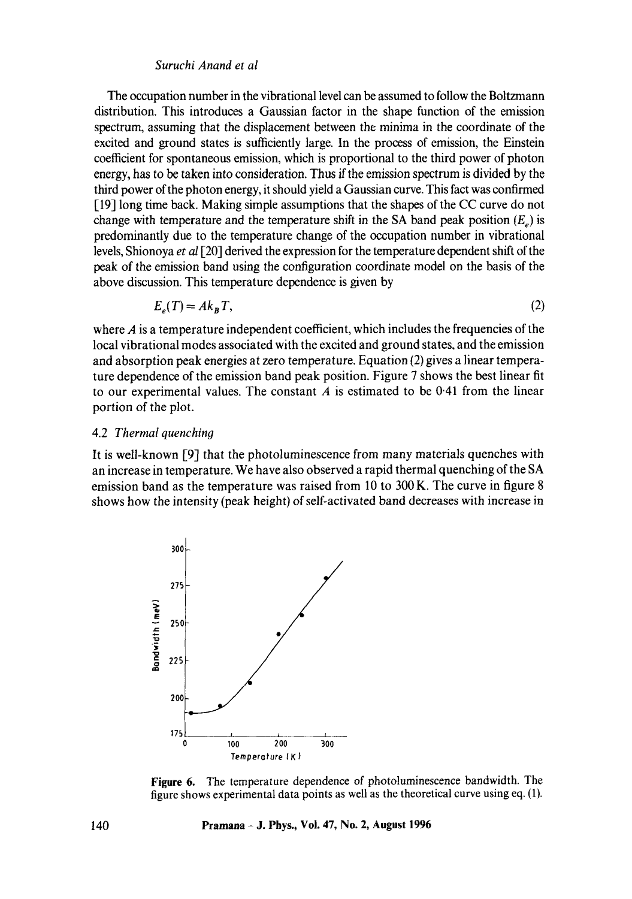The occupation number in the vibrational level can be assumed to follow the Boltzmann distribution. This introduces a Gaussian factor in the shape function of the emission spectrum, assuming that the displacement between the minima in the coordinate of the excited and ground states is sufficiently large. In the process of emission, the Einstein coefficient for spontaneous emission, which is proportional to the third power of photon energy, has to be taken into consideration. Thus if the emission spectrum is divided by the third power of the photon energy, it should yield a Gaussian curve. This fact was confirmed [19] long time back. Making simple assumptions that the shapes of the CC curve do not change with temperature and the temperature shift in the SA band peak position ($E_e$) is predominantly due to the temperature change of the occupation number in vibrational levels, Shionoya *et al* [20] derived the expression for the temperature dependent shift of the peak of the emission band using the configuration coordinate model on the basis of the above discussion. This temperature dependence is given by

$$E_e(T) = Ak_B T, \tag{2}$$

where $A$ is a temperature independent coefficient, which includes the frequencies of the local vibrational modes associated with the excited and ground states, and the emission and absorption peak energies at zero temperature. Equation (2) gives a linear temperature dependence of the emission band peak position. Figure 7 shows the best linear fit to our experimental values. The constant $A$ is estimated to be 0·41 from the linear portion of the plot.

### 4.2 *Thermal quenching*

It is well-known [9] that the photoluminescence from many materials quenches with an increase in temperature. We have also observed a rapid thermal quenching of the SA emission band as the temperature was raised from 10 to 300 K. The curve in figure 8 shows how the intensity (peak height) of self-activated band decreases with increase in

**Figure 6.** The temperature dependence of photoluminescence bandwidth. The figure shows experimental data points as well as the theoretical curve using eq. (1).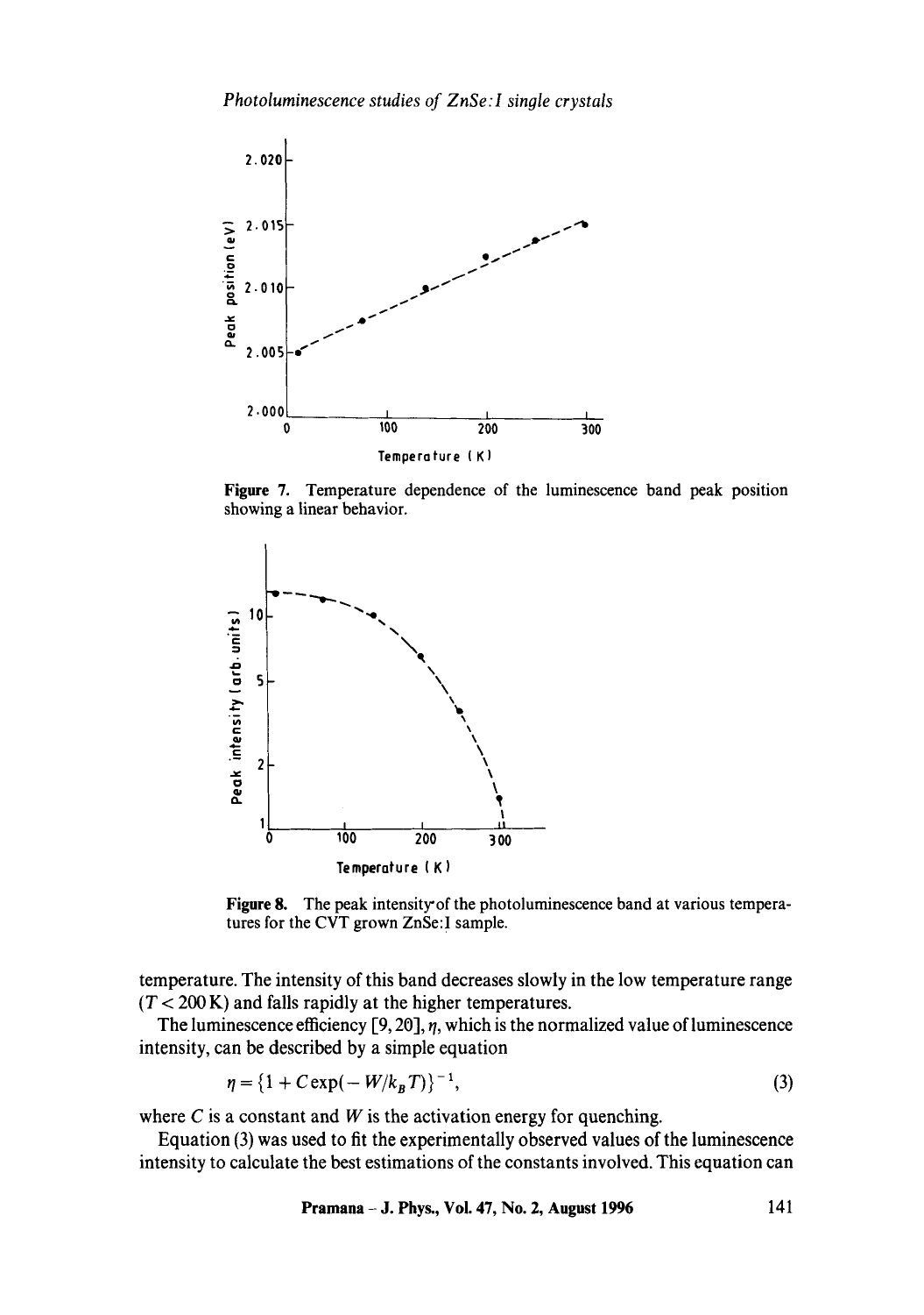**Figure 7.** Temperature dependence of the luminescence band peak position showing a linear behavior.

**Figure 8.** The peak intensity of the photoluminescence band at various temperatures for the CVT grown ZnSe:I sample.

temperature. The intensity of this band decreases slowly in the low temperature range ($T < 200$ K) and falls rapidly at the higher temperatures.

The luminescence efficiency [9, 20], $\eta$, which is the normalized value of luminescence intensity, can be described by a simple equation

$$\eta = \{1 + C\exp(-W/k_B T)\}^{-1}, \tag{3}$$

where $C$ is a constant and $W$ is the activation energy for quenching.

Equation (3) was used to fit the experimentally observed values of the luminescence intensity to calculate the best estimations of the constants involved. This equation can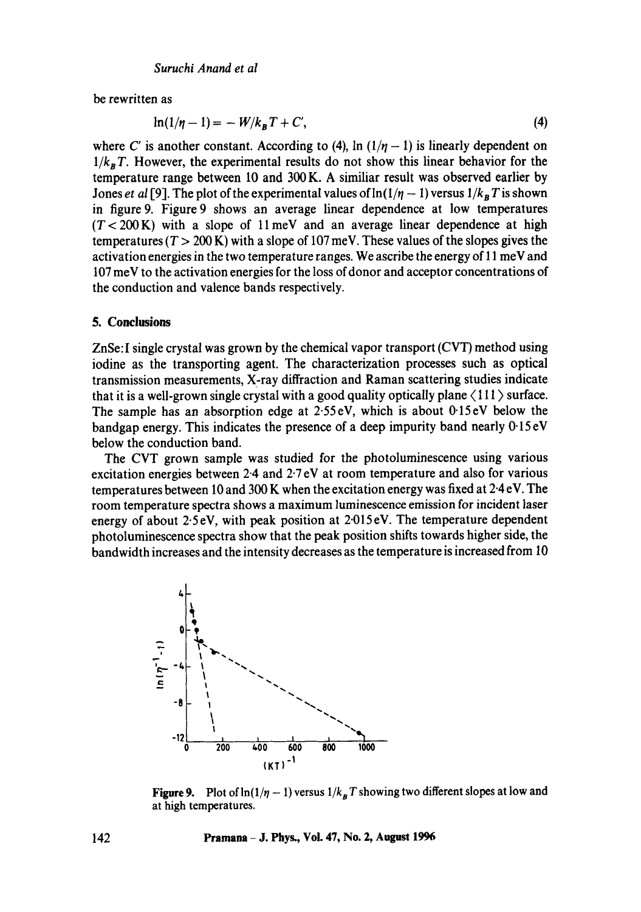be rewritten as

$$\ln(1/\eta - 1) = -W/k_B T + C', \tag{4}$$

where $C'$ is another constant. According to (4), $\ln(1/\eta - 1)$ is linearly dependent on $1/k_B T$. However, the experimental results do not show this linear behavior for the temperature range between 10 and 300 K. A similiar result was observed earlier by Jones *et al* [9]. The plot of the experimental values of $\ln(1/\eta - 1)$ versus $1/k_B T$ is shown in figure 9. Figure 9 shows an average linear dependence at low temperatures ($T < 200$ K) with a slope of 11 meV and an average linear dependence at high temperatures ($T > 200$ K) with a slope of 107 meV. These values of the slopes gives the activation energies in the two temperature ranges. We ascribe the energy of 11 meV and 107 meV to the activation energies for the loss of donor and acceptor concentrations of the conduction and valence bands respectively.

## 5. Conclusions

ZnSe:I single crystal was grown by the chemical vapor transport (CVT) method using iodine as the transporting agent. The characterization processes such as optical transmission measurements, X-ray diffraction and Raman scattering studies indicate that it is a well-grown single crystal with a good quality optically plane $\langle 111 \rangle$ surface. The sample has an absorption edge at 2·55 eV, which is about 0·15 eV below the bandgap energy. This indicates the presence of a deep impurity band nearly 0·15 eV below the conduction band.

The CVT grown sample was studied for the photoluminescence using various excitation energies between 2·4 and 2·7 eV at room temperature and also for various temperatures between 10 and 300 K when the excitation energy was fixed at 2·4 eV. The room temperature spectra shows a maximum luminescence emission for incident laser energy of about 2·5 eV, with peak position at 2·015 eV. The temperature dependent photoluminescence spectra show that the peak position shifts towards higher side, the bandwidth increases and the intensity decreases as the temperature is increased from 10

**Figure 9.** Plot of $\ln(1/\eta - 1)$ versus $1/k_B T$ showing two different slopes at low and at high temperatures.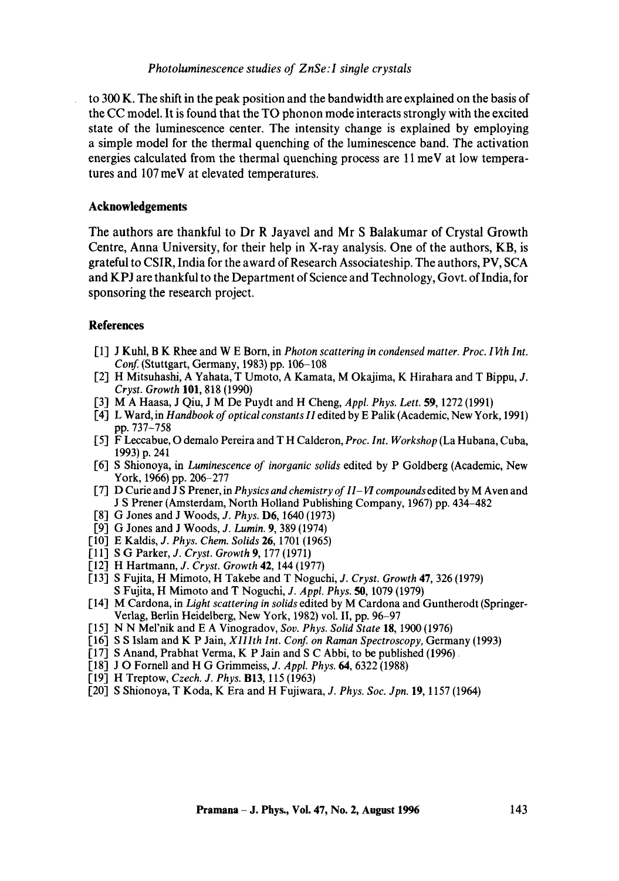to 300 K. The shift in the peak position and the bandwidth are explained on the basis of the CC model. It is found that the TO phonon mode interacts strongly with the excited state of the luminescence center. The intensity change is explained by employing a simple model for the thermal quenching of the luminescence band. The activation energies calculated from the thermal quenching process are 11 meV at low temperatures and 107 meV at elevated temperatures.

## Acknowledgements

The authors are thankful to Dr R Jayavel and Mr S Balakumar of Crystal Growth Centre, Anna University, for their help in X-ray analysis. One of the authors, KB, is grateful to CSIR, India for the award of Research Associateship. The authors, PV, SCA and KPJ are thankful to the Department of Science and Technology, Govt. of India, for sponsoring the research project.

## References

[1] J Kuhl, B K Rhee and W E Born, in *Photon scattering in condensed matter. Proc. IVth Int. Conf.* (Stuttgart, Germany, 1983) pp. 106–108
[2] H Mitsuhashi, A Yahata, T Umoto, A Kamata, M Okajima, K Hirahara and T Bippu, *J. Cryst. Growth* **101**, 818 (1990)
[3] M A Haasa, J Qiu, J M De Puydt and H Cheng, *Appl. Phys. Lett.* **59**, 1272 (1991)
[4] L Ward, in *Handbook of optical constants II* edited by E Palik (Academic, New York, 1991) pp. 737–758
[5] F Leccabue, O demalo Pereira and T H Calderon, *Proc. Int. Workshop* (La Hubana, Cuba, 1993) p. 241
[6] S Shionoya, in *Luminescence of inorganic solids* edited by P Goldberg (Academic, New York, 1966) pp. 206–277
[7] D Curie and J S Prener, in *Physics and chemistry of II–VI compounds* edited by M Aven and J S Prener (Amsterdam, North Holland Publishing Company, 1967) pp. 434–482
[8] G Jones and J Woods, *J. Phys.* **D6**, 1640 (1973)
[9] G Jones and J Woods, *J. Lumin.* **9**, 389 (1974)
[10] E Kaldis, *J. Phys. Chem. Solids* **26**, 1701 (1965)
[11] S G Parker, *J. Cryst. Growth* **9**, 177 (1971)
[12] H Hartmann, *J. Cryst. Growth* **42**, 144 (1977)
[13] S Fujita, H Mimoto, H Takebe and T Noguchi, *J. Cryst. Growth* **47**, 326 (1979)
S Fujita, H Mimoto and T Noguchi, *J. Appl. Phys.* **50**, 1079 (1979)
[14] M Cardona, in *Light scattering in solids* edited by M Cardona and Guntherodt (Springer-Verlag, Berlin Heidelberg, New York, 1982) vol. II, pp. 96–97
[15] N N Mel'nik and E A Vinogradov, *Sov. Phys. Solid State* **18**, 1900 (1976)
[16] S S Islam and K P Jain, *XIIIth Int. Conf. on Raman Spectroscopy*, Germany (1993)
[17] S Anand, Prabhat Verma, K P Jain and S C Abbi, to be published (1996)
[18] J O Fornell and H G Grimmeiss, *J. Appl. Phys.* **64**, 6322 (1988)
[19] H Treptow, *Czech. J. Phys.* **B13**, 115 (1963)
[20] S Shionoya, T Koda, K Era and H Fujiwara, *J. Phys. Soc. Jpn.* **19**, 1157 (1964)